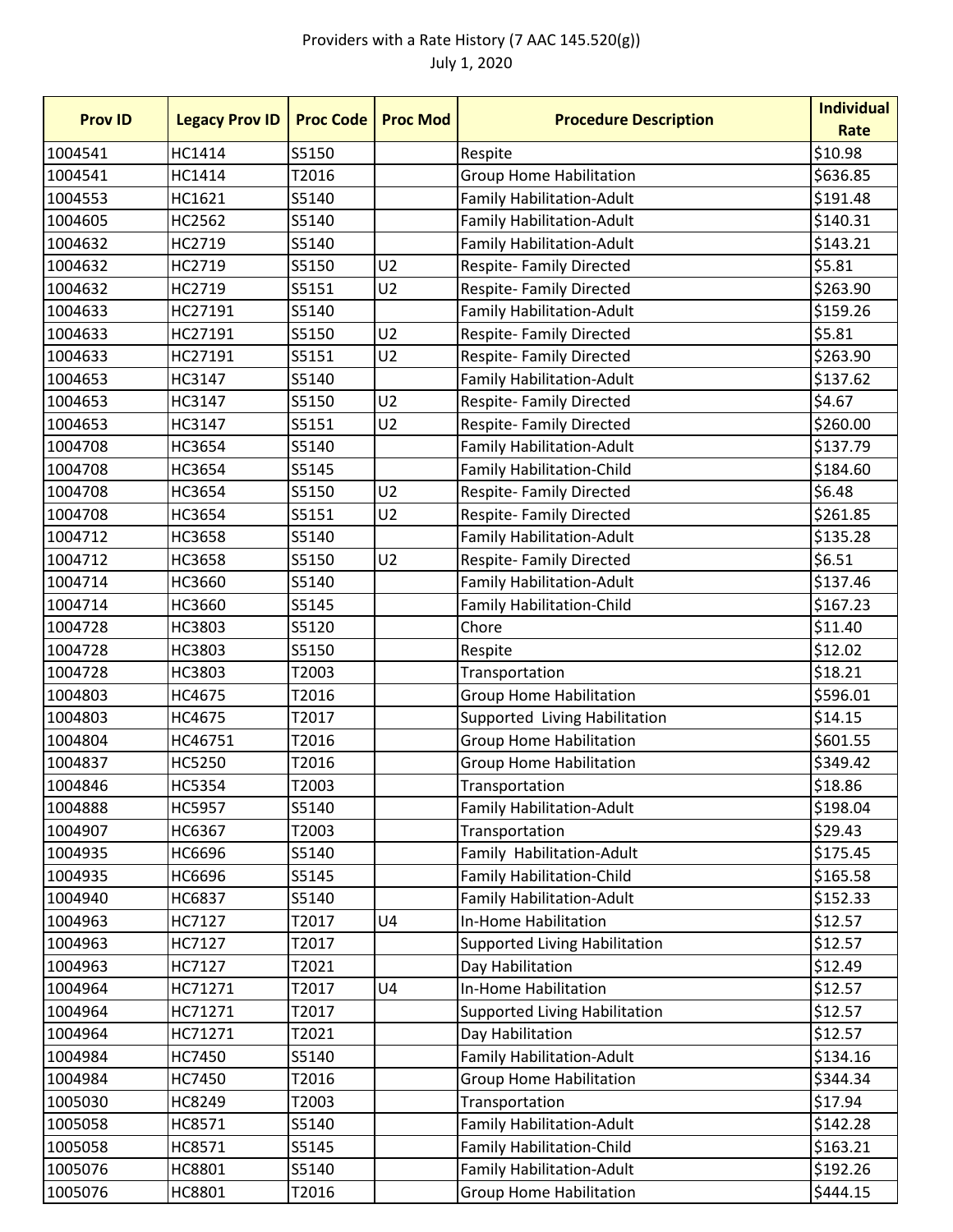Providers with a Rate History (7 AAC 145.520(g))
July 1, 2020

| Prov ID | Legacy Prov ID | Proc Code | Proc Mod | Procedure Description | Individual Rate |
|---|---|---|---|---|---|
| 1004541 | HC1414 | S5150 | | Respite | $10.98 |
| 1004541 | HC1414 | T2016 | | Group Home Habilitation | $636.85 |
| 1004553 | HC1621 | S5140 | | Family Habilitation-Adult | $191.48 |
| 1004605 | HC2562 | S5140 | | Family Habilitation-Adult | $140.31 |
| 1004632 | HC2719 | S5140 | | Family Habilitation-Adult | $143.21 |
| 1004632 | HC2719 | S5150 | U2 | Respite- Family Directed | $5.81 |
| 1004632 | HC2719 | S5151 | U2 | Respite- Family Directed | $263.90 |
| 1004633 | HC27191 | S5140 | | Family Habilitation-Adult | $159.26 |
| 1004633 | HC27191 | S5150 | U2 | Respite- Family Directed | $5.81 |
| 1004633 | HC27191 | S5151 | U2 | Respite- Family Directed | $263.90 |
| 1004653 | HC3147 | S5140 | | Family Habilitation-Adult | $137.62 |
| 1004653 | HC3147 | S5150 | U2 | Respite- Family Directed | $4.67 |
| 1004653 | HC3147 | S5151 | U2 | Respite- Family Directed | $260.00 |
| 1004708 | HC3654 | S5140 | | Family Habilitation-Adult | $137.79 |
| 1004708 | HC3654 | S5145 | | Family Habilitation-Child | $184.60 |
| 1004708 | HC3654 | S5150 | U2 | Respite- Family Directed | $6.48 |
| 1004708 | HC3654 | S5151 | U2 | Respite- Family Directed | $261.85 |
| 1004712 | HC3658 | S5140 | | Family Habilitation-Adult | $135.28 |
| 1004712 | HC3658 | S5150 | U2 | Respite- Family Directed | $6.51 |
| 1004714 | HC3660 | S5140 | | Family Habilitation-Adult | $137.46 |
| 1004714 | HC3660 | S5145 | | Family Habilitation-Child | $167.23 |
| 1004728 | HC3803 | S5120 | | Chore | $11.40 |
| 1004728 | HC3803 | S5150 | | Respite | $12.02 |
| 1004728 | HC3803 | T2003 | | Transportation | $18.21 |
| 1004803 | HC4675 | T2016 | | Group Home Habilitation | $596.01 |
| 1004803 | HC4675 | T2017 | | Supported  Living Habilitation | $14.15 |
| 1004804 | HC46751 | T2016 | | Group Home Habilitation | $601.55 |
| 1004837 | HC5250 | T2016 | | Group Home Habilitation | $349.42 |
| 1004846 | HC5354 | T2003 | | Transportation | $18.86 |
| 1004888 | HC5957 | S5140 | | Family Habilitation-Adult | $198.04 |
| 1004907 | HC6367 | T2003 | | Transportation | $29.43 |
| 1004935 | HC6696 | S5140 | | Family  Habilitation-Adult | $175.45 |
| 1004935 | HC6696 | S5145 | | Family Habilitation-Child | $165.58 |
| 1004940 | HC6837 | S5140 | | Family Habilitation-Adult | $152.33 |
| 1004963 | HC7127 | T2017 | U4 | In-Home Habilitation | $12.57 |
| 1004963 | HC7127 | T2017 | | Supported Living Habilitation | $12.57 |
| 1004963 | HC7127 | T2021 | | Day Habilitation | $12.49 |
| 1004964 | HC71271 | T2017 | U4 | In-Home Habilitation | $12.57 |
| 1004964 | HC71271 | T2017 | | Supported Living Habilitation | $12.57 |
| 1004964 | HC71271 | T2021 | | Day Habilitation | $12.57 |
| 1004984 | HC7450 | S5140 | | Family Habilitation-Adult | $134.16 |
| 1004984 | HC7450 | T2016 | | Group Home Habilitation | $344.34 |
| 1005030 | HC8249 | T2003 | | Transportation | $17.94 |
| 1005058 | HC8571 | S5140 | | Family Habilitation-Adult | $142.28 |
| 1005058 | HC8571 | S5145 | | Family Habilitation-Child | $163.21 |
| 1005076 | HC8801 | S5140 | | Family Habilitation-Adult | $192.26 |
| 1005076 | HC8801 | T2016 | | Group Home Habilitation | $444.15 |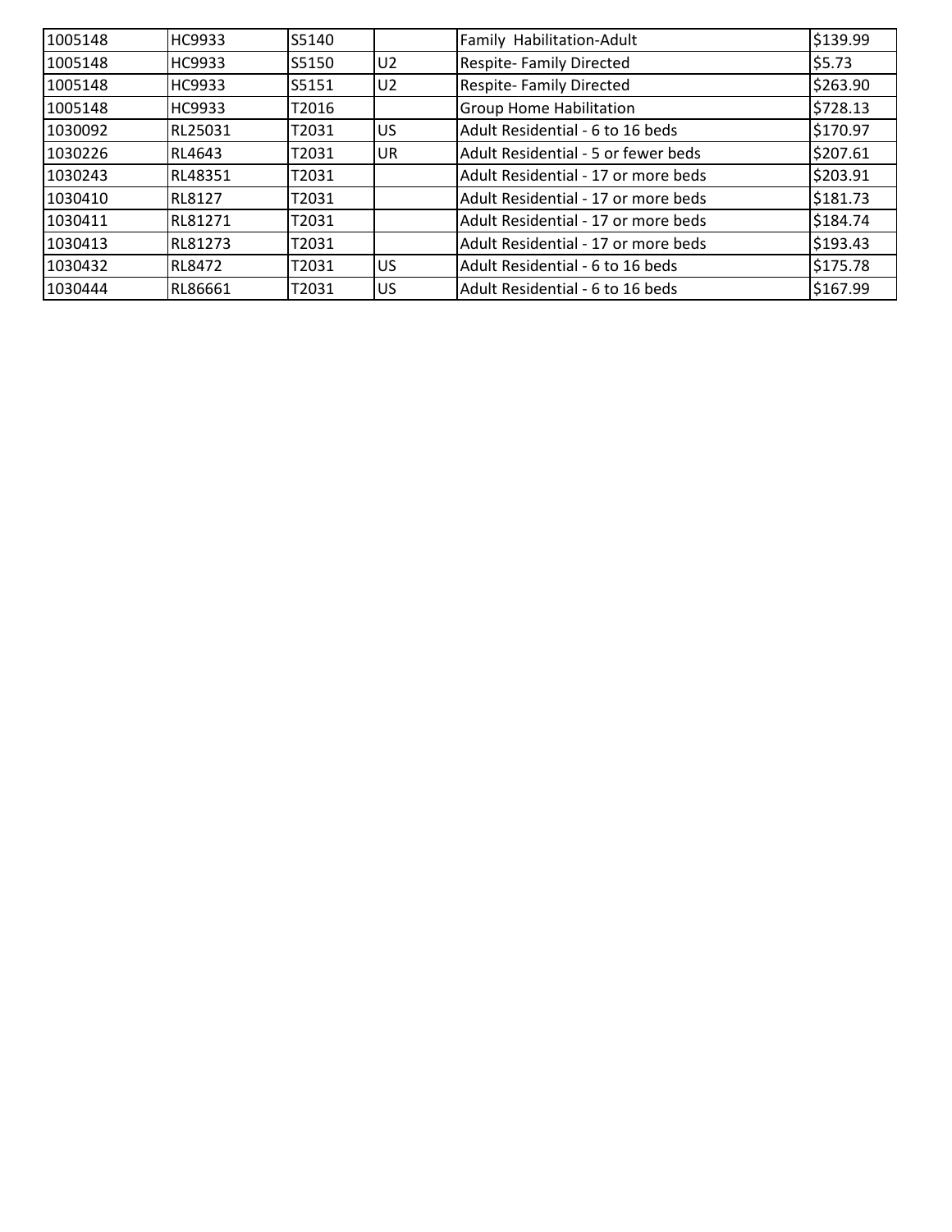| | | | | | |
|---|---|---|---|---|---|
| 1005148 | HC9933 | S5140 | | Family  Habilitation-Adult | $139.99 |
| 1005148 | HC9933 | S5150 | U2 | Respite- Family Directed | $5.73 |
| 1005148 | HC9933 | S5151 | U2 | Respite- Family Directed | $263.90 |
| 1005148 | HC9933 | T2016 | | Group Home Habilitation | $728.13 |
| 1030092 | RL25031 | T2031 | US | Adult Residential - 6 to 16 beds | $170.97 |
| 1030226 | RL4643 | T2031 | UR | Adult Residential - 5 or fewer beds | $207.61 |
| 1030243 | RL48351 | T2031 | | Adult Residential - 17 or more beds | $203.91 |
| 1030410 | RL8127 | T2031 | | Adult Residential - 17 or more beds | $181.73 |
| 1030411 | RL81271 | T2031 | | Adult Residential - 17 or more beds | $184.74 |
| 1030413 | RL81273 | T2031 | | Adult Residential - 17 or more beds | $193.43 |
| 1030432 | RL8472 | T2031 | US | Adult Residential - 6 to 16 beds | $175.78 |
| 1030444 | RL86661 | T2031 | US | Adult Residential - 6 to 16 beds | $167.99 |